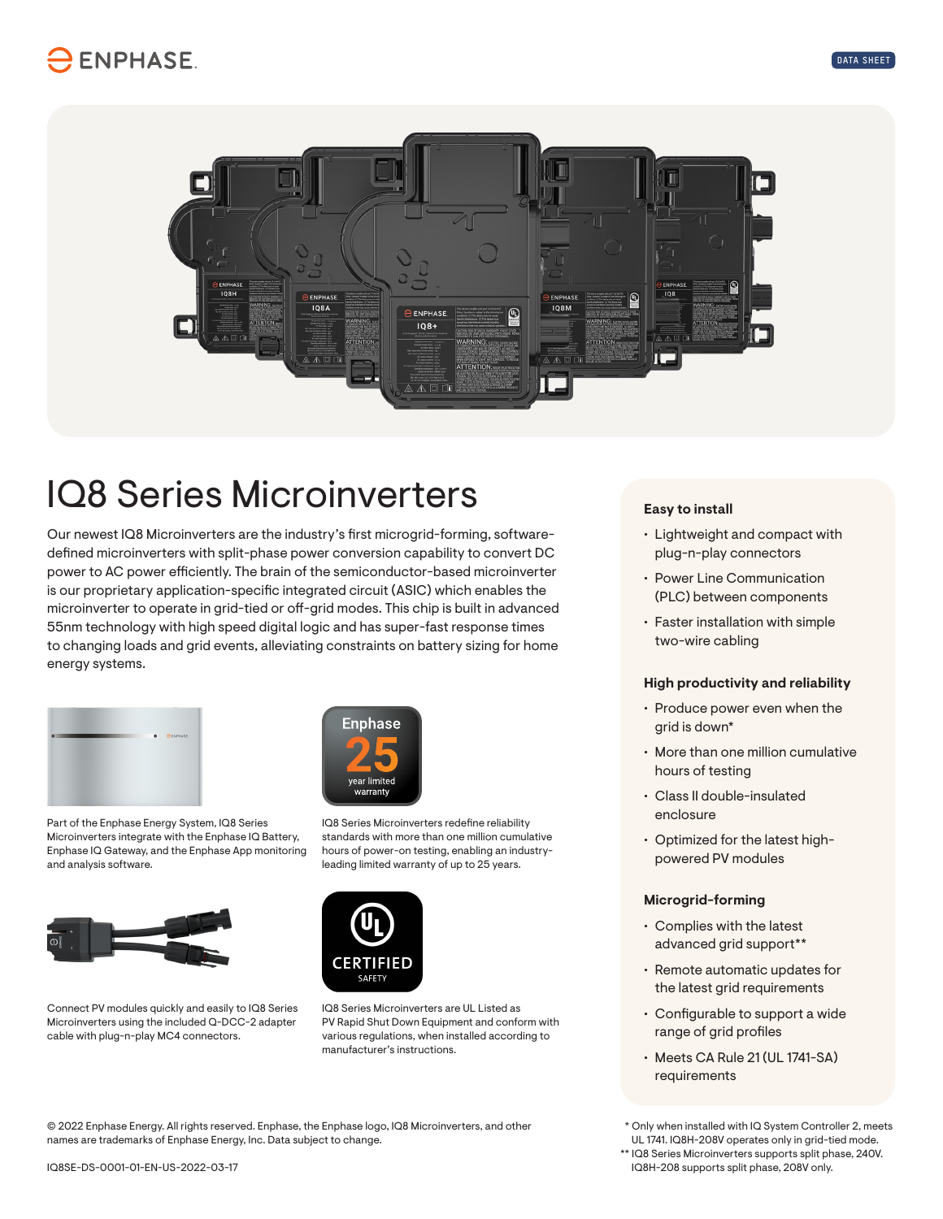# IQ8 Series Microinverters

Our newest IQ8 Microinverters are the industry's first microgrid-forming, software-defined microinverters with split-phase power conversion capability to convert DC power to AC power efficiently. The brain of the semiconductor-based microinverter is our proprietary application-specific integrated circuit (ASIC) which enables the microinverter to operate in grid-tied or off-grid modes. This chip is built in advanced 55nm technology with high speed digital logic and has super-fast response times to changing loads and grid events, alleviating constraints on battery sizing for home energy systems.

Part of the Enphase Energy System, IQ8 Series Microinverters integrate with the Enphase IQ Battery, Enphase IQ Gateway, and the Enphase App monitoring and analysis software.

Enphase 25 year limited warranty

IQ8 Series Microinverters redefine reliability standards with more than one million cumulative hours of power-on testing, enabling an industry-leading limited warranty of up to 25 years.

Connect PV modules quickly and easily to IQ8 Series Microinverters using the included Q-DCC-2 adapter cable with plug-n-play MC4 connectors.

UL CERTIFIED SAFETY

IQ8 Series Microinverters are UL Listed as PV Rapid Shut Down Equipment and conform with various regulations, when installed according to manufacturer's instructions.

### Easy to install

- Lightweight and compact with plug-n-play connectors
- Power Line Communication (PLC) between components
- Faster installation with simple two-wire cabling

### High productivity and reliability

- Produce power even when the grid is down*
- More than one million cumulative hours of testing
- Class II double-insulated enclosure
- Optimized for the latest high-powered PV modules

### Microgrid-forming

- Complies with the latest advanced grid support**
- Remote automatic updates for the latest grid requirements
- Configurable to support a wide range of grid profiles
- Meets CA Rule 21 (UL 1741-SA) requirements

\* Only when installed with IQ System Controller 2, meets UL 1741. IQ8H-208V operates only in grid-tied mode.

\** IQ8 Series Microinverters supports split phase, 240V. IQ8H-208 supports split phase, 208V only.

© 2022 Enphase Energy. All rights reserved. Enphase, the Enphase logo, IQ8 Microinverters, and other names are trademarks of Enphase Energy, Inc. Data subject to change.

IQ8SE-DS-0001-01-EN-US-2022-03-17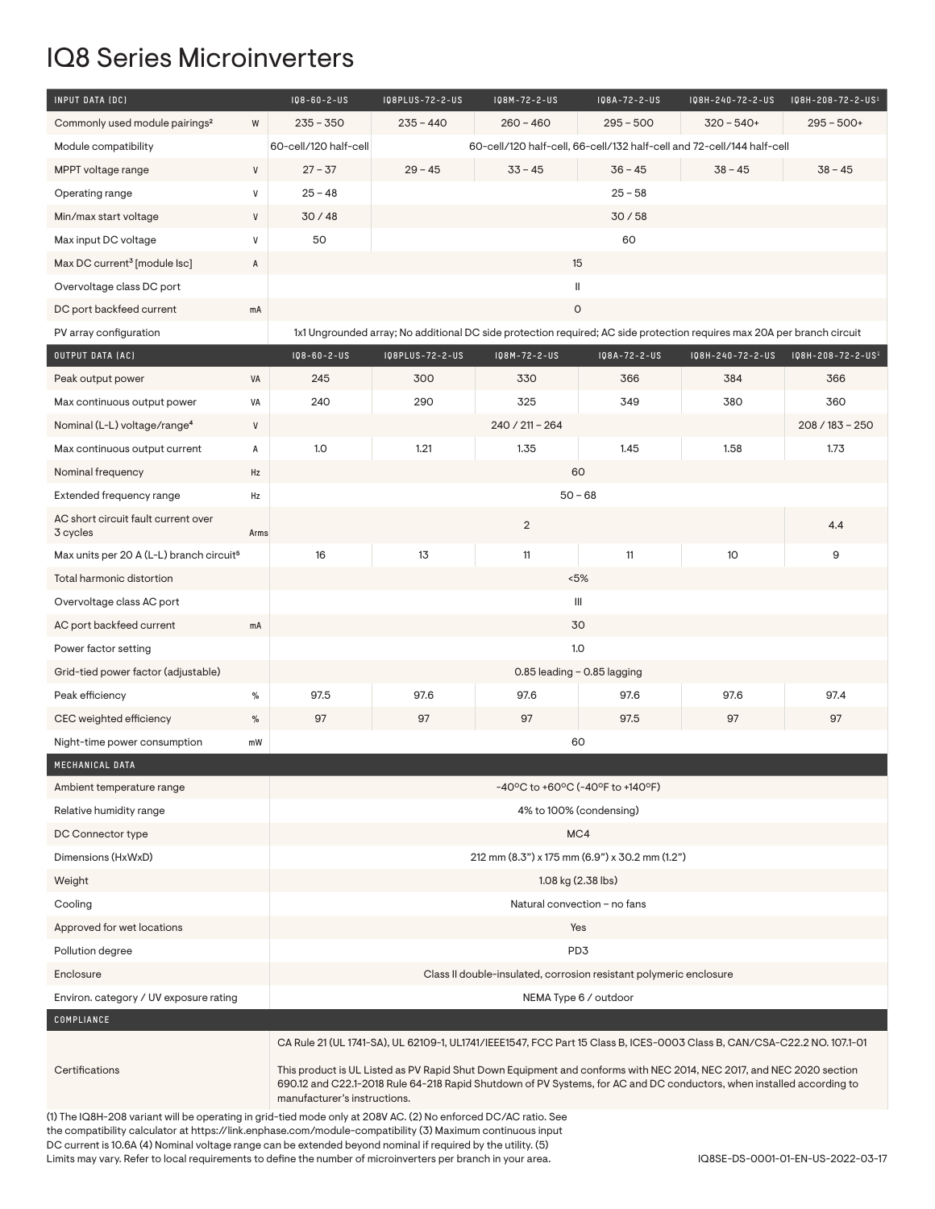# IQ8 Series Microinverters

| INPUT DATA (DC) | | IQ8-60-2-US | IQ8PLUS-72-2-US | IQ8M-72-2-US | IQ8A-72-2-US | IQ8H-240-72-2-US | IQ8H-208-72-2-US[1] |
|---|---|---|---|---|---|---|---|
| Commonly used module pairings[2] | W | 235 – 350 | 235 – 440 | 260 – 460 | 295 – 500 | 320 – 540+ | 295 – 500+ |
| Module compatibility | | 60-cell/120 half-cell | 60-cell/120 half-cell, 66-cell/132 half-cell and 72-cell/144 half-cell | | | | |
| MPPT voltage range | V | 27 – 37 | 29 – 45 | 33 – 45 | 36 – 45 | 38 – 45 | 38 – 45 |
| Operating range | V | 25 – 48 | 25 – 58 | | | | |
| Min/max start voltage | V | 30 / 48 | 30 / 58 | | | | |
| Max input DC voltage | V | 50 | 60 | | | | |
| Max DC current[3] [module Isc] | A | 15 | | | | | |
| Overvoltage class DC port | | II | | | | | |
| DC port backfeed current | mA | 0 | | | | | |
| PV array configuration | | 1x1 Ungrounded array; No additional DC side protection required; AC side protection requires max 20A per branch circuit | | | | | |
| **OUTPUT DATA (AC)** | | **IQ8-60-2-US** | **IQ8PLUS-72-2-US** | **IQ8M-72-2-US** | **IQ8A-72-2-US** | **IQ8H-240-72-2-US** | **IQ8H-208-72-2-US[1]** |
| Peak output power | VA | 245 | 300 | 330 | 366 | 384 | 366 |
| Max continuous output power | VA | 240 | 290 | 325 | 349 | 380 | 360 |
| Nominal (L-L) voltage/range[4] | V | 240 / 211 – 264 | | | | | 208 / 183 – 250 |
| Max continuous output current | A | 1.0 | 1.21 | 1.35 | 1.45 | 1.58 | 1.73 |
| Nominal frequency | Hz | 60 | | | | | |
| Extended frequency range | Hz | 50 – 68 | | | | | |
| AC short circuit fault current over 3 cycles | Arms | 2 | | | | | 4.4 |
| Max units per 20 A (L-L) branch circuit[5] | | 16 | 13 | 11 | 11 | 10 | 9 |
| Total harmonic distortion | | <5% | | | | | |
| Overvoltage class AC port | | III | | | | | |
| AC port backfeed current | mA | 30 | | | | | |
| Power factor setting | | 1.0 | | | | | |
| Grid-tied power factor (adjustable) | | 0.85 leading – 0.85 lagging | | | | | |
| Peak efficiency | % | 97.5 | 97.6 | 97.6 | 97.6 | 97.6 | 97.4 |
| CEC weighted efficiency | % | 97 | 97 | 97 | 97.5 | 97 | 97 |
| Night-time power consumption | mW | 60 | | | | | |
| **MECHANICAL DATA** | | | | | | | |
| Ambient temperature range | | -40ºC to +60ºC (-40ºF to +140ºF) | | | | | |
| Relative humidity range | | 4% to 100% (condensing) | | | | | |
| DC Connector type | | MC4 | | | | | |
| Dimensions (HxWxD) | | 212 mm (8.3") x 175 mm (6.9") x 30.2 mm (1.2") | | | | | |
| Weight | | 1.08 kg (2.38 lbs) | | | | | |
| Cooling | | Natural convection – no fans | | | | | |
| Approved for wet locations | | Yes | | | | | |
| Pollution degree | | PD3 | | | | | |
| Enclosure | | Class II double-insulated, corrosion resistant polymeric enclosure | | | | | |
| Environ. category / UV exposure rating | | NEMA Type 6 / outdoor | | | | | |
| **COMPLIANCE** | | | | | | | |
| Certifications | | CA Rule 21 (UL 1741-SA), UL 62109-1, UL1741/IEEE1547, FCC Part 15 Class B, ICES-0003 Class B, CAN/CSA-C22.2 NO. 107.1-01<br><br>This product is UL Listed as PV Rapid Shut Down Equipment and conforms with NEC 2014, NEC 2017, and NEC 2020 section 690.12 and C22.1-2018 Rule 64-218 Rapid Shutdown of PV Systems, for AC and DC conductors, when installed according to manufacturer's instructions. | | | | | |

(1) The IQ8H-208 variant will be operating in grid-tied mode only at 208V AC. (2) No enforced DC/AC ratio. See the compatibility calculator at https://link.enphase.com/module-compatibility (3) Maximum continuous input DC current is 10.6A (4) Nominal voltage range can be extended beyond nominal if required by the utility. (5) Limits may vary. Refer to local requirements to define the number of microinverters per branch in your area.

IQ8SE-DS-0001-01-EN-US-2022-03-17